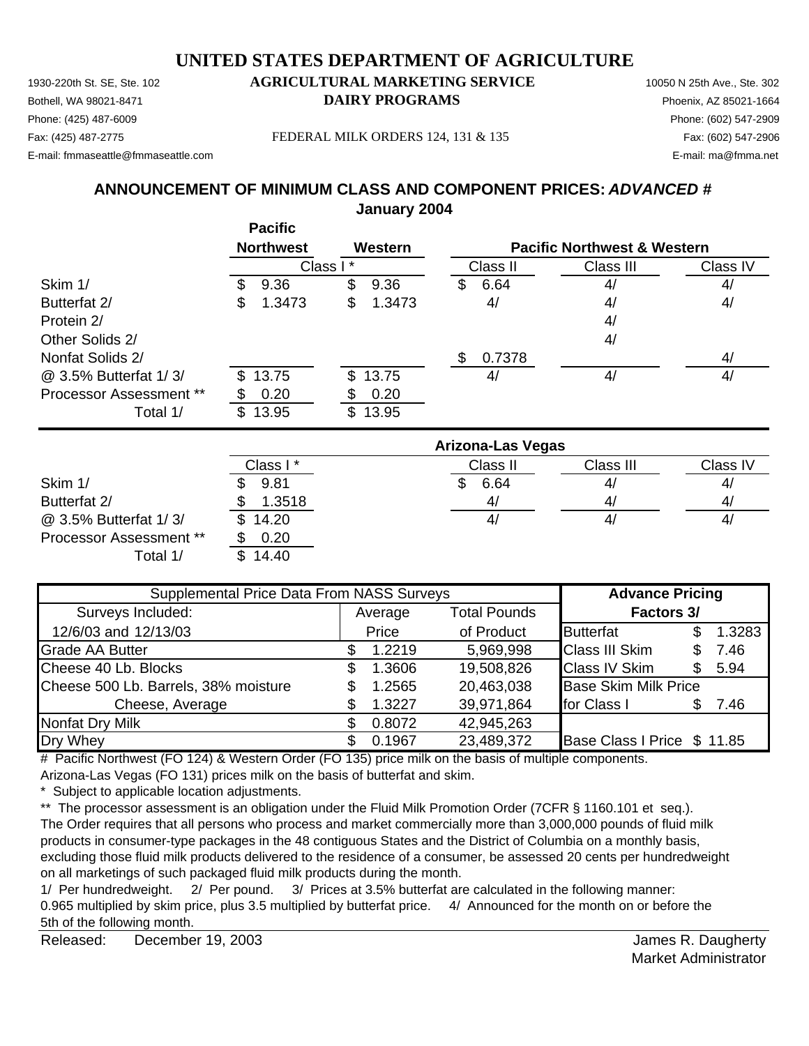# UNITED STATES DEPARTMENT OF AGRICULTURE

## AGRICULTURAL MARKETING SERVICE
## DAIRY PROGRAMS

1930-220th St. SE, Ste. 102
Bothell, WA 98021-8471
Phone: (425) 487-6009
Fax: (425) 487-2775
E-mail: fmmaseattle@fmmaseattle.com

FEDERAL MILK ORDERS 124, 131 & 135

10050 N 25th Ave., Ste. 302
Phoenix, AZ 85021-1664
Phone: (602) 547-2909
Fax: (602) 547-2906
E-mail: ma@fmma.net

## ANNOUNCEMENT OF MINIMUM CLASS AND COMPONENT PRICES: *ADVANCED #*
### January 2004

| | Pacific Northwest | Western | Pacific Northwest & Western | | |
|---|---|---|---|---|---|
| | Class I * | | Class II | Class III | Class IV |
| Skim 1/ | $ 9.36 | $ 9.36 | $ 6.64 | 4/ | 4/ |
| Butterfat 2/ | $ 1.3473 | $ 1.3473 | 4/ | 4/ | 4/ |
| Protein 2/ | | | | 4/ | |
| Other Solids 2/ | | | | 4/ | |
| Nonfat Solids 2/ | | | $ 0.7378 | | 4/ |
| @ 3.5% Butterfat 1/ 3/ | $ 13.75 | $ 13.75 | 4/ | 4/ | 4/ |
| Processor Assessment ** | $ 0.20 | $ 0.20 | | | |
| Total 1/ | $ 13.95 | $ 13.95 | | | |

| | Arizona-Las Vegas | | | |
|---|---|---|---|---|
| | Class I * | Class II | Class III | Class IV |
| Skim 1/ | $ 9.81 | $ 6.64 | 4/ | 4/ |
| Butterfat 2/ | $ 1.3518 | 4/ | 4/ | 4/ |
| @ 3.5% Butterfat 1/ 3/ | $ 14.20 | 4/ | 4/ | 4/ |
| Processor Assessment ** | $ 0.20 | | | |
| Total 1/ | $ 14.40 | | | |

| Supplemental Price Data From NASS Surveys | | | Advance Pricing Factors 3/ | |
|---|---|---|---|---|
| Surveys Included: 12/6/03 and 12/13/03 | Average Price | Total Pounds of Product | | |
| Grade AA Butter | $ 1.2219 | 5,969,998 | Butterfat | $ 1.3283 |
| Cheese 40 Lb. Blocks | $ 1.3606 | 19,508,826 | Class III Skim | $ 7.46 |
| Cheese 500 Lb. Barrels, 38% moisture | $ 1.2565 | 20,463,038 | Class IV Skim | $ 5.94 |
| Cheese, Average | $ 1.3227 | 39,971,864 | Base Skim Milk Price for Class I | $ 7.46 |
| Nonfat Dry Milk | $ 0.8072 | 42,945,263 | | |
| Dry Whey | $ 0.1967 | 23,489,372 | Base Class I Price | $ 11.85 |

# Pacific Northwest (FO 124) & Western Order (FO 135) price milk on the basis of multiple components.
Arizona-Las Vegas (FO 131) prices milk on the basis of butterfat and skim.

\* Subject to applicable location adjustments.

** The processor assessment is an obligation under the Fluid Milk Promotion Order (7CFR § 1160.101 et seq.). The Order requires that all persons who process and market commercially more than 3,000,000 pounds of fluid milk products in consumer-type packages in the 48 contiguous States and the District of Columbia on a monthly basis, excluding those fluid milk products delivered to the residence of a consumer, be assessed 20 cents per hundredweight on all marketings of such packaged fluid milk products during the month.

1/ Per hundredweight. 2/ Per pound. 3/ Prices at 3.5% butterfat are calculated in the following manner: 0.965 multiplied by skim price, plus 3.5 multiplied by butterfat price. 4/ Announced for the month on or before the 5th of the following month.

Released: December 19, 2003

James R. Daugherty
Market Administrator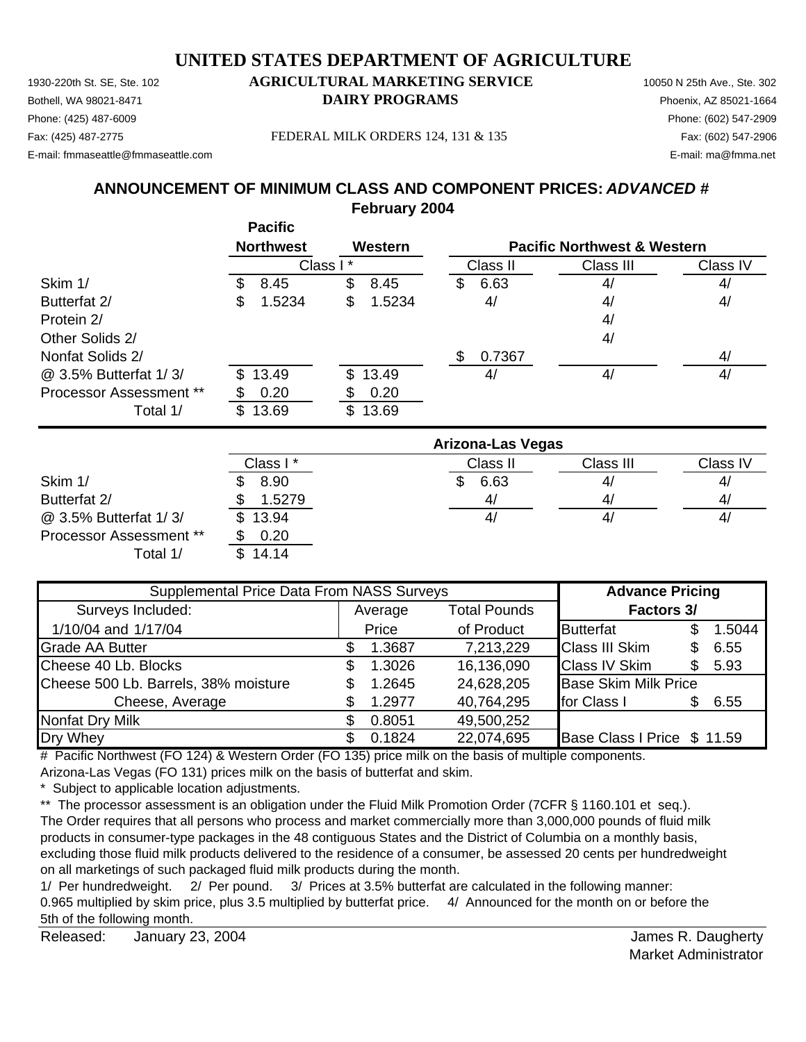# UNITED STATES DEPARTMENT OF AGRICULTURE

## AGRICULTURAL MARKETING SERVICE
## DAIRY PROGRAMS

1930-220th St. SE, Ste. 102
Bothell, WA 98021-8471
Phone: (425) 487-6009
Fax: (425) 487-2775
E-mail: fmmaseattle@fmmaseattle.com

10050 N 25th Ave., Ste. 302
Phoenix, AZ 85021-1664
Phone: (602) 547-2909
Fax: (602) 547-2906
E-mail: ma@fmma.net

FEDERAL MILK ORDERS 124, 131 & 135

### ANNOUNCEMENT OF MINIMUM CLASS AND COMPONENT PRICES: *ADVANCED #*
### February 2004

| | Pacific Northwest | Western | Pacific Northwest & Western | | |
|---|---|---|---|---|---|
| | Class I * | | Class II | Class III | Class IV |
| Skim 1/ | $ 8.45 | $ 8.45 | $ 6.63 | 4/ | 4/ |
| Butterfat 2/ | $ 1.5234 | $ 1.5234 | 4/ | 4/ | 4/ |
| Protein 2/ | | | | 4/ | |
| Other Solids 2/ | | | | 4/ | |
| Nonfat Solids 2/ | | | $ 0.7367 | | 4/ |
| @ 3.5% Butterfat 1/ 3/ | $ 13.49 | $ 13.49 | 4/ | 4/ | 4/ |
| Processor Assessment ** | $ 0.20 | $ 0.20 | | | |
| Total 1/ | $ 13.69 | $ 13.69 | | | |

| | Arizona-Las Vegas | | | |
|---|---|---|---|---|
| | Class I * | Class II | Class III | Class IV |
| Skim 1/ | $ 8.90 | $ 6.63 | 4/ | 4/ |
| Butterfat 2/ | $ 1.5279 | 4/ | 4/ | 4/ |
| @ 3.5% Butterfat 1/ 3/ | $ 13.94 | 4/ | 4/ | 4/ |
| Processor Assessment ** | $ 0.20 | | | |
| Total 1/ | $ 14.14 | | | |

| Supplemental Price Data From NASS Surveys | | | Advance Pricing | |
|---|---|---|---|---|
| Surveys Included: | Average | Total Pounds | Factors 3/ | |
| 1/10/04 and 1/17/04 | Price | of Product | Butterfat | $ 1.5044 |
| Grade AA Butter | $ 1.3687 | 7,213,229 | Class III Skim | $ 6.55 |
| Cheese 40 Lb. Blocks | $ 1.3026 | 16,136,090 | Class IV Skim | $ 5.93 |
| Cheese 500 Lb. Barrels, 38% moisture | $ 1.2645 | 24,628,205 | Base Skim Milk Price | |
| Cheese, Average | $ 1.2977 | 40,764,295 | for Class I | $ 6.55 |
| Nonfat Dry Milk | $ 0.8051 | 49,500,252 | | |
| Dry Whey | $ 0.1824 | 22,074,695 | Base Class I Price | $ 11.59 |

# Pacific Northwest (FO 124) & Western Order (FO 135) price milk on the basis of multiple components.
Arizona-Las Vegas (FO 131) prices milk on the basis of butterfat and skim.

\* Subject to applicable location adjustments.

** The processor assessment is an obligation under the Fluid Milk Promotion Order (7CFR § 1160.101 et seq.). The Order requires that all persons who process and market commercially more than 3,000,000 pounds of fluid milk products in consumer-type packages in the 48 contiguous States and the District of Columbia on a monthly basis, excluding those fluid milk products delivered to the residence of a consumer, be assessed 20 cents per hundredweight on all marketings of such packaged fluid milk products during the month.

1/ Per hundredweight. 2/ Per pound. 3/ Prices at 3.5% butterfat are calculated in the following manner: 0.965 multiplied by skim price, plus 3.5 multiplied by butterfat price. 4/ Announced for the month on or before the 5th of the following month.

Released: January 23, 2004

James R. Daugherty
Market Administrator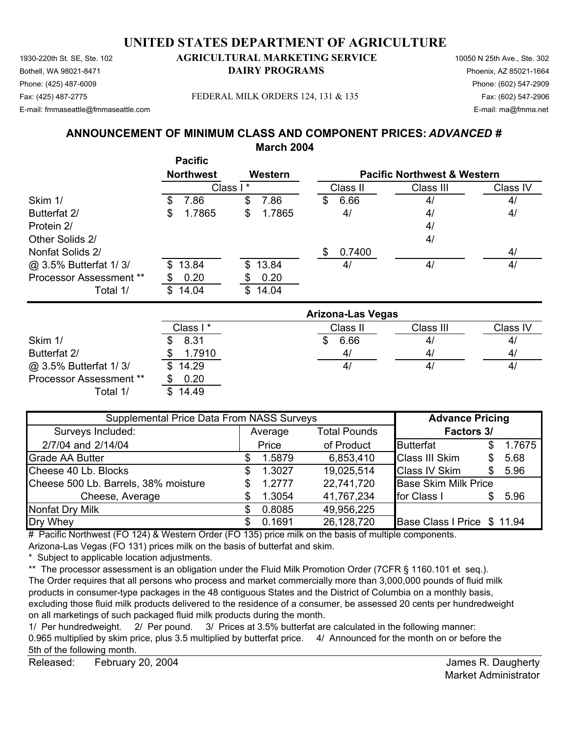# UNITED STATES DEPARTMENT OF AGRICULTURE

1930-220th St. SE, Ste. 102
Bothell, WA 98021-8471
Phone: (425) 487-6009
Fax: (425) 487-2775
E-mail: fmmaseattle@fmmaseattle.com

**AGRICULTURAL MARKETING SERVICE**
**DAIRY PROGRAMS**

FEDERAL MILK ORDERS 124, 131 & 135

10050 N 25th Ave., Ste. 302
Phoenix, AZ 85021-1664
Phone: (602) 547-2909
Fax: (602) 547-2906
E-mail: ma@fmma.net

## ANNOUNCEMENT OF MINIMUM CLASS AND COMPONENT PRICES: *ADVANCED* #
## March 2004

| | Pacific Northwest | Western | Pacific Northwest & Western | | |
|---|---|---|---|---|---|
| | Class I * | | Class II | Class III | Class IV |
| Skim 1/ | $ 7.86 | $ 7.86 | $ 6.66 | 4/ | 4/ |
| Butterfat 2/ | $ 1.7865 | $ 1.7865 | 4/ | 4/ | 4/ |
| Protein 2/ | | | | 4/ | |
| Other Solids 2/ | | | | 4/ | |
| Nonfat Solids 2/ | | | $ 0.7400 | | 4/ |
| @ 3.5% Butterfat 1/ 3/ | $ 13.84 | $ 13.84 | 4/ | 4/ | 4/ |
| Processor Assessment ** | $ 0.20 | $ 0.20 | | | |
| Total 1/ | $ 14.04 | $ 14.04 | | | |

| | Arizona-Las Vegas | | | |
|---|---|---|---|---|
| | Class I * | Class II | Class III | Class IV |
| Skim 1/ | $ 8.31 | $ 6.66 | 4/ | 4/ |
| Butterfat 2/ | $ 1.7910 | 4/ | 4/ | 4/ |
| @ 3.5% Butterfat 1/ 3/ | $ 14.29 | 4/ | 4/ | 4/ |
| Processor Assessment ** | $ 0.20 | | | |
| Total 1/ | $ 14.49 | | | |

| Supplemental Price Data From NASS Surveys | | | Advance Pricing Factors 3/ | |
|---|---|---|---|---|
| Surveys Included: 2/7/04 and 2/14/04 | Average Price | Total Pounds of Product | | |
| Grade AA Butter | $ 1.5879 | 6,853,410 | Butterfat | $ 1.7675 |
| Cheese 40 Lb. Blocks | $ 1.3027 | 19,025,514 | Class III Skim | $ 5.68 |
| Cheese 500 Lb. Barrels, 38% moisture | $ 1.2777 | 22,741,720 | Class IV Skim | $ 5.96 |
| Cheese, Average | $ 1.3054 | 41,767,234 | Base Skim Milk Price for Class I | $ 5.96 |
| Nonfat Dry Milk | $ 0.8085 | 49,956,225 | | |
| Dry Whey | $ 0.1691 | 26,128,720 | Base Class I Price | $ 11.94 |

# Pacific Northwest (FO 124) & Western Order (FO 135) price milk on the basis of multiple components.
Arizona-Las Vegas (FO 131) prices milk on the basis of butterfat and skim.

\* Subject to applicable location adjustments.

** The processor assessment is an obligation under the Fluid Milk Promotion Order (7CFR § 1160.101 et seq.). The Order requires that all persons who process and market commercially more than 3,000,000 pounds of fluid milk products in consumer-type packages in the 48 contiguous States and the District of Columbia on a monthly basis, excluding those fluid milk products delivered to the residence of a consumer, be assessed 20 cents per hundredweight on all marketings of such packaged fluid milk products during the month.

1/ Per hundredweight. 2/ Per pound. 3/ Prices at 3.5% butterfat are calculated in the following manner: 0.965 multiplied by skim price, plus 3.5 multiplied by butterfat price. 4/ Announced for the month on or before the 5th of the following month.

Released: February 20, 2004

James R. Daugherty
Market Administrator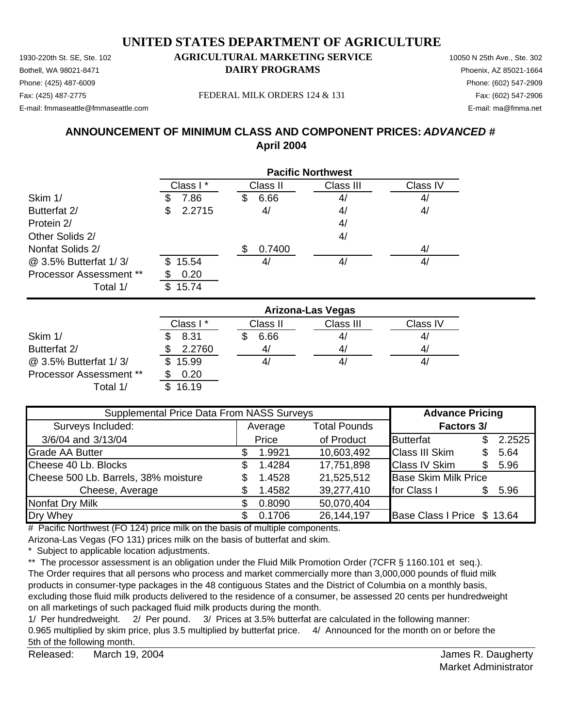# UNITED STATES DEPARTMENT OF AGRICULTURE

1930-220th St. SE, Ste. 102 **AGRICULTURAL MARKETING SERVICE** 10050 N 25th Ave., Ste. 302
Bothell, WA 98021-8471 **DAIRY PROGRAMS** Phoenix, AZ 85021-1664
Phone: (425) 487-6009 Phone: (602) 547-2909
Fax: (425) 487-2775 FEDERAL MILK ORDERS 124 & 131 Fax: (602) 547-2906
E-mail: fmmaseattle@fmmaseattle.com E-mail: ma@fmma.net

## ANNOUNCEMENT OF MINIMUM CLASS AND COMPONENT PRICES: *ADVANCED* #
## April 2004

| | Pacific Northwest | | | |
|---|---|---|---|---|
| | Class I * | Class II | Class III | Class IV |
| Skim 1/ | $ 7.86 | $ 6.66 | 4/ | 4/ |
| Butterfat 2/ | $ 2.2715 | 4/ | 4/ | 4/ |
| Protein 2/ | | | 4/ | |
| Other Solids 2/ | | | 4/ | |
| Nonfat Solids 2/ | | $ 0.7400 | | 4/ |
| @ 3.5% Butterfat 1/ 3/ | $ 15.54 | 4/ | 4/ | 4/ |
| Processor Assessment ** | $ 0.20 | | | |
| Total 1/ | $ 15.74 | | | |

| | Arizona-Las Vegas | | | |
|---|---|---|---|---|
| | Class I * | Class II | Class III | Class IV |
| Skim 1/ | $ 8.31 | $ 6.66 | 4/ | 4/ |
| Butterfat 2/ | $ 2.2760 | 4/ | 4/ | 4/ |
| @ 3.5% Butterfat 1/ 3/ | $ 15.99 | 4/ | 4/ | 4/ |
| Processor Assessment ** | $ 0.20 | | | |
| Total 1/ | $ 16.19 | | | |

| Supplemental Price Data From NASS Surveys | | | Advance Pricing | |
|---|---|---|---|---|
| Surveys Included: | Average | Total Pounds | Factors 3/ | |
| 3/6/04 and 3/13/04 | Price | of Product | Butterfat | $ 2.2525 |
| Grade AA Butter | $ 1.9921 | 10,603,492 | Class III Skim | $ 5.64 |
| Cheese 40 Lb. Blocks | $ 1.4284 | 17,751,898 | Class IV Skim | $ 5.96 |
| Cheese 500 Lb. Barrels, 38% moisture | $ 1.4528 | 21,525,512 | Base Skim Milk Price | |
| Cheese, Average | $ 1.4582 | 39,277,410 | for Class I | $ 5.96 |
| Nonfat Dry Milk | $ 0.8090 | 50,070,404 | | |
| Dry Whey | $ 0.1706 | 26,144,197 | Base Class I Price | $ 13.64 |

# Pacific Northwest (FO 124) price milk on the basis of multiple components.
Arizona-Las Vegas (FO 131) prices milk on the basis of butterfat and skim.
* Subject to applicable location adjustments.
** The processor assessment is an obligation under the Fluid Milk Promotion Order (7CFR § 1160.101 et seq.). The Order requires that all persons who process and market commercially more than 3,000,000 pounds of fluid milk products in consumer-type packages in the 48 contiguous States and the District of Columbia on a monthly basis, excluding those fluid milk products delivered to the residence of a consumer, be assessed 20 cents per hundredweight on all marketings of such packaged fluid milk products during the month.
1/ Per hundredweight. 2/ Per pound. 3/ Prices at 3.5% butterfat are calculated in the following manner: 0.965 multiplied by skim price, plus 3.5 multiplied by butterfat price. 4/ Announced for the month on or before the 5th of the following month.

Released: March 19, 2004

James R. Daugherty
Market Administrator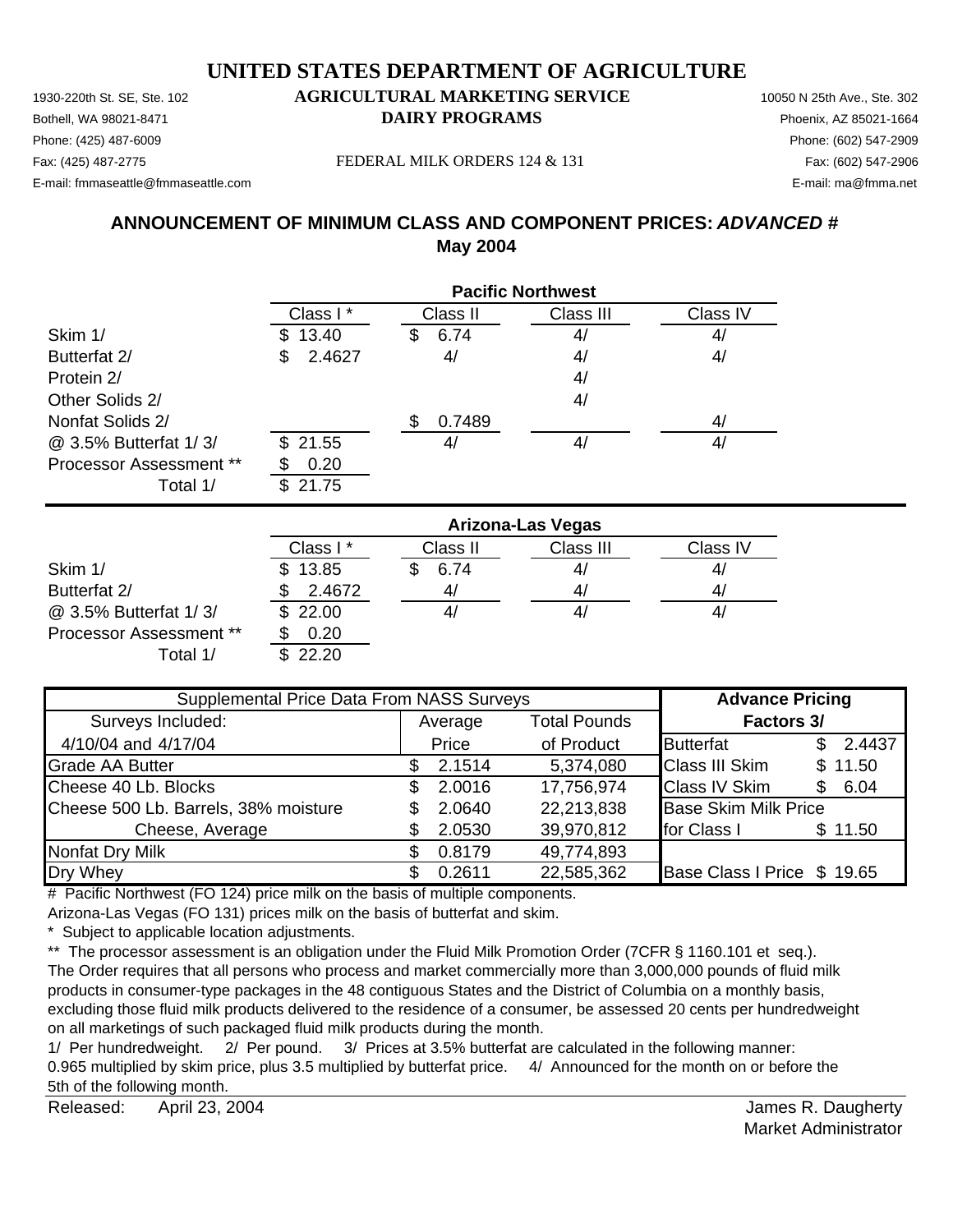# UNITED STATES DEPARTMENT OF AGRICULTURE

1930-220th St. SE, Ste. 102
Bothell, WA 98021-8471
Phone: (425) 487-6009
Fax: (425) 487-2775
E-mail: fmmaseattle@fmmaseattle.com

**AGRICULTURAL MARKETING SERVICE**
**DAIRY PROGRAMS**

FEDERAL MILK ORDERS 124 & 131

10050 N 25th Ave., Ste. 302
Phoenix, AZ 85021-1664
Phone: (602) 547-2909
Fax: (602) 547-2906
E-mail: ma@fmma.net

## ANNOUNCEMENT OF MINIMUM CLASS AND COMPONENT PRICES: *ADVANCED #*
## May 2004

| | Pacific Northwest | | | |
|---|---|---|---|---|
| | Class I * | Class II | Class III | Class IV |
| Skim 1/ | $ 13.40 | $ 6.74 | 4/ | 4/ |
| Butterfat 2/ | $ 2.4627 | 4/ | 4/ | 4/ |
| Protein 2/ | | | 4/ | |
| Other Solids 2/ | | | 4/ | |
| Nonfat Solids 2/ | | $ 0.7489 | | 4/ |
| @ 3.5% Butterfat 1/ 3/ | $ 21.55 | 4/ | 4/ | 4/ |
| Processor Assessment ** | $ 0.20 | | | |
| Total 1/ | $ 21.75 | | | |

| | Arizona-Las Vegas | | | |
|---|---|---|---|---|
| | Class I * | Class II | Class III | Class IV |
| Skim 1/ | $ 13.85 | $ 6.74 | 4/ | 4/ |
| Butterfat 2/ | $ 2.4672 | 4/ | 4/ | 4/ |
| @ 3.5% Butterfat 1/ 3/ | $ 22.00 | 4/ | 4/ | 4/ |
| Processor Assessment ** | $ 0.20 | | | |
| Total 1/ | $ 22.20 | | | |

| Supplemental Price Data From NASS Surveys | | | Advance Pricing | |
|---|---|---|---|---|
| Surveys Included: | Average | Total Pounds | Factors 3/ | |
| 4/10/04 and 4/17/04 | Price | of Product | Butterfat | $ 2.4437 |
| Grade AA Butter | $ 2.1514 | 5,374,080 | Class III Skim | $ 11.50 |
| Cheese 40 Lb. Blocks | $ 2.0016 | 17,756,974 | Class IV Skim | $ 6.04 |
| Cheese 500 Lb. Barrels, 38% moisture | $ 2.0640 | 22,213,838 | Base Skim Milk Price | |
| Cheese, Average | $ 2.0530 | 39,970,812 | for Class I | $ 11.50 |
| Nonfat Dry Milk | $ 0.8179 | 49,774,893 | | |
| Dry Whey | $ 0.2611 | 22,585,362 | Base Class I Price | $ 19.65 |

# Pacific Northwest (FO 124) price milk on the basis of multiple components.
Arizona-Las Vegas (FO 131) prices milk on the basis of butterfat and skim.

* Subject to applicable location adjustments.

** The processor assessment is an obligation under the Fluid Milk Promotion Order (7CFR § 1160.101 et seq.). The Order requires that all persons who process and market commercially more than 3,000,000 pounds of fluid milk products in consumer-type packages in the 48 contiguous States and the District of Columbia on a monthly basis, excluding those fluid milk products delivered to the residence of a consumer, be assessed 20 cents per hundredweight on all marketings of such packaged fluid milk products during the month.

1/ Per hundredweight. 2/ Per pound. 3/ Prices at 3.5% butterfat are calculated in the following manner: 0.965 multiplied by skim price, plus 3.5 multiplied by butterfat price. 4/ Announced for the month on or before the 5th of the following month.

Released: April 23, 2004

James R. Daugherty
Market Administrator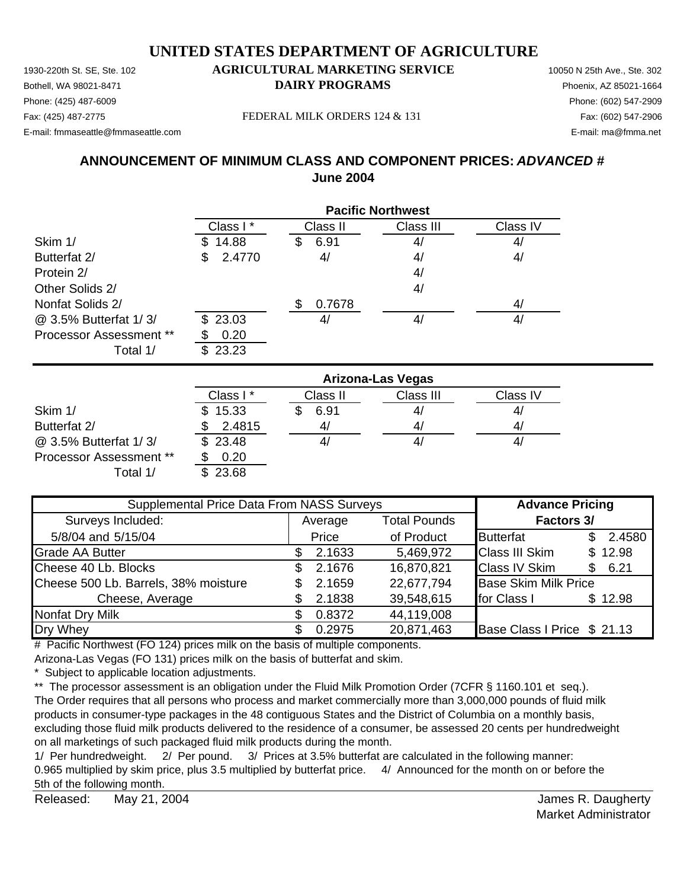# UNITED STATES DEPARTMENT OF AGRICULTURE

## AGRICULTURAL MARKETING SERVICE
## DAIRY PROGRAMS

1930-220th St. SE, Ste. 102
Bothell, WA 98021-8471
Phone: (425) 487-6009
Fax: (425) 487-2775
E-mail: fmmaseattle@fmmaseattle.com

FEDERAL MILK ORDERS 124 & 131

10050 N 25th Ave., Ste. 302
Phoenix, AZ 85021-1664
Phone: (602) 547-2909
Fax: (602) 547-2906
E-mail: ma@fmma.net

## ANNOUNCEMENT OF MINIMUM CLASS AND COMPONENT PRICES: *ADVANCED #*
## June 2004

**Pacific Northwest**

| | Class I * | Class II | Class III | Class IV |
|---|---|---|---|---|
| Skim 1/ | $ 14.88 | $ 6.91 | 4/ | 4/ |
| Butterfat 2/ | $ 2.4770 | 4/ | 4/ | 4/ |
| Protein 2/ | | | 4/ | |
| Other Solids 2/ | | | 4/ | |
| Nonfat Solids 2/ | | $ 0.7678 | | 4/ |
| @ 3.5% Butterfat 1/ 3/ | $ 23.03 | 4/ | 4/ | 4/ |
| Processor Assessment ** | $ 0.20 | | | |
| Total 1/ | $ 23.23 | | | |

**Arizona-Las Vegas**

| | Class I * | Class II | Class III | Class IV |
|---|---|---|---|---|
| Skim 1/ | $ 15.33 | $ 6.91 | 4/ | 4/ |
| Butterfat 2/ | $ 2.4815 | 4/ | 4/ | 4/ |
| @ 3.5% Butterfat 1/ 3/ | $ 23.48 | 4/ | 4/ | 4/ |
| Processor Assessment ** | $ 0.20 | | | |
| Total 1/ | $ 23.68 | | | |

| Supplemental Price Data From NASS Surveys | | | Advance Pricing | |
|---|---|---|---|---|
| Surveys Included: | Average | Total Pounds | Factors 3/ | |
| 5/8/04 and 5/15/04 | Price | of Product | Butterfat | $ 2.4580 |
| Grade AA Butter | $ 2.1633 | 5,469,972 | Class III Skim | $ 12.98 |
| Cheese 40 Lb. Blocks | $ 2.1676 | 16,870,821 | Class IV Skim | $ 6.21 |
| Cheese 500 Lb. Barrels, 38% moisture | $ 2.1659 | 22,677,794 | Base Skim Milk Price | |
| Cheese, Average | $ 2.1838 | 39,548,615 | for Class I | $ 12.98 |
| Nonfat Dry Milk | $ 0.8372 | 44,119,008 | | |
| Dry Whey | $ 0.2975 | 20,871,463 | Base Class I Price | $ 21.13 |

# Pacific Northwest (FO 124) prices milk on the basis of multiple components.
Arizona-Las Vegas (FO 131) prices milk on the basis of butterfat and skim.

\* Subject to applicable location adjustments.

** The processor assessment is an obligation under the Fluid Milk Promotion Order (7CFR § 1160.101 et seq.). The Order requires that all persons who process and market commercially more than 3,000,000 pounds of fluid milk products in consumer-type packages in the 48 contiguous States and the District of Columbia on a monthly basis, excluding those fluid milk products delivered to the residence of a consumer, be assessed 20 cents per hundredweight on all marketings of such packaged fluid milk products during the month.

1/ Per hundredweight. 2/ Per pound. 3/ Prices at 3.5% butterfat are calculated in the following manner: 0.965 multiplied by skim price, plus 3.5 multiplied by butterfat price. 4/ Announced for the month on or before the 5th of the following month.

Released: May 21, 2004

James R. Daugherty
Market Administrator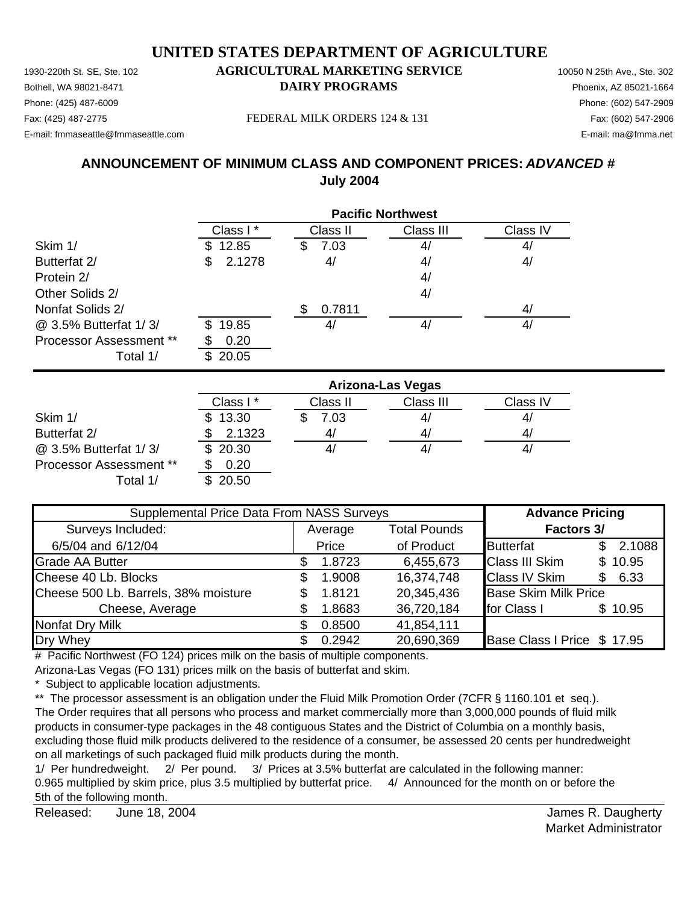# UNITED STATES DEPARTMENT OF AGRICULTURE

1930-220th St. SE, Ste. 102
Bothell, WA 98021-8471
Phone: (425) 487-6009
Fax: (425) 487-2775
E-mail: fmmaseattle@fmmaseattle.com

**AGRICULTURAL MARKETING SERVICE**
**DAIRY PROGRAMS**

FEDERAL MILK ORDERS 124 & 131

10050 N 25th Ave., Ste. 302
Phoenix, AZ 85021-1664
Phone: (602) 547-2909
Fax: (602) 547-2906
E-mail: ma@fmma.net

## ANNOUNCEMENT OF MINIMUM CLASS AND COMPONENT PRICES: *ADVANCED #*
## July 2004

| | Pacific Northwest | | | |
|---|---|---|---|---|
| | Class I * | Class II | Class III | Class IV |
| Skim 1/ | $ 12.85 | $ 7.03 | 4/ | 4/ |
| Butterfat 2/ | $ 2.1278 | 4/ | 4/ | 4/ |
| Protein 2/ | | | 4/ | |
| Other Solids 2/ | | | 4/ | |
| Nonfat Solids 2/ | | $ 0.7811 | | 4/ |
| @ 3.5% Butterfat 1/ 3/ | $ 19.85 | 4/ | 4/ | 4/ |
| Processor Assessment ** | $ 0.20 | | | |
| Total 1/ | $ 20.05 | | | |

| | Arizona-Las Vegas | | | |
|---|---|---|---|---|
| | Class I * | Class II | Class III | Class IV |
| Skim 1/ | $ 13.30 | $ 7.03 | 4/ | 4/ |
| Butterfat 2/ | $ 2.1323 | 4/ | 4/ | 4/ |
| @ 3.5% Butterfat 1/ 3/ | $ 20.30 | 4/ | 4/ | 4/ |
| Processor Assessment ** | $ 0.20 | | | |
| Total 1/ | $ 20.50 | | | |

| Supplemental Price Data From NASS Surveys | | | Advance Pricing | |
|---|---|---|---|---|
| Surveys Included: | Average | Total Pounds | Factors 3/ | |
| 6/5/04 and 6/12/04 | Price | of Product | Butterfat | $ 2.1088 |
| Grade AA Butter | $ 1.8723 | 6,455,673 | Class III Skim | $ 10.95 |
| Cheese 40 Lb. Blocks | $ 1.9008 | 16,374,748 | Class IV Skim | $ 6.33 |
| Cheese 500 Lb. Barrels, 38% moisture | $ 1.8121 | 20,345,436 | Base Skim Milk Price | |
| Cheese, Average | $ 1.8683 | 36,720,184 | for Class I | $ 10.95 |
| Nonfat Dry Milk | $ 0.8500 | 41,854,111 | | |
| Dry Whey | $ 0.2942 | 20,690,369 | Base Class I Price | $ 17.95 |

# Pacific Northwest (FO 124) prices milk on the basis of multiple components.
Arizona-Las Vegas (FO 131) prices milk on the basis of butterfat and skim.

\* Subject to applicable location adjustments.

** The processor assessment is an obligation under the Fluid Milk Promotion Order (7CFR § 1160.101 et seq.). The Order requires that all persons who process and market commercially more than 3,000,000 pounds of fluid milk products in consumer-type packages in the 48 contiguous States and the District of Columbia on a monthly basis, excluding those fluid milk products delivered to the residence of a consumer, be assessed 20 cents per hundredweight on all marketings of such packaged fluid milk products during the month.

1/ Per hundredweight. 2/ Per pound. 3/ Prices at 3.5% butterfat are calculated in the following manner: 0.965 multiplied by skim price, plus 3.5 multiplied by butterfat price. 4/ Announced for the month on or before the 5th of the following month.

Released: June 18, 2004

James R. Daugherty
Market Administrator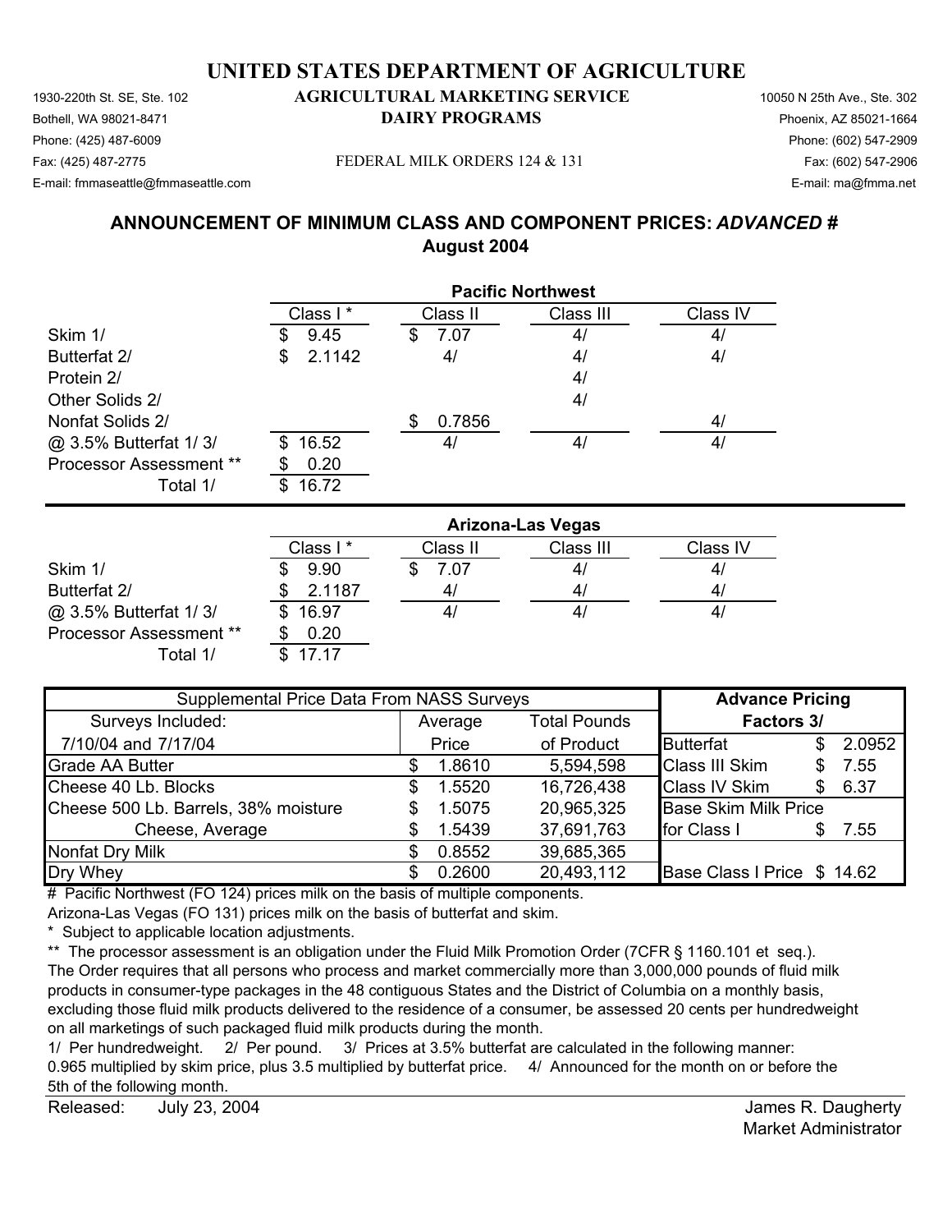# UNITED STATES DEPARTMENT OF AGRICULTURE

## AGRICULTURAL MARKETING SERVICE
## DAIRY PROGRAMS

1930-220th St. SE, Ste. 102
Bothell, WA 98021-8471
Phone: (425) 487-6009
Fax: (425) 487-2775
E-mail: fmmaseattle@fmmaseattle.com

FEDERAL MILK ORDERS 124 & 131

10050 N 25th Ave., Ste. 302
Phoenix, AZ 85021-1664
Phone: (602) 547-2909
Fax: (602) 547-2906
E-mail: ma@fmma.net

### ANNOUNCEMENT OF MINIMUM CLASS AND COMPONENT PRICES: *ADVANCED* #
### August 2004

| Pacific Northwest | Class I * | Class II | Class III | Class IV |
|---|---|---|---|---|
| Skim 1/ | $ 9.45 | $ 7.07 | 4/ | 4/ |
| Butterfat 2/ | $ 2.1142 | 4/ | 4/ | 4/ |
| Protein 2/ | | | 4/ | |
| Other Solids 2/ | | | 4/ | |
| Nonfat Solids 2/ | | $ 0.7856 | | 4/ |
| @ 3.5% Butterfat 1/ 3/ | $ 16.52 | 4/ | 4/ | 4/ |
| Processor Assessment ** | $ 0.20 | | | |
| Total 1/ | $ 16.72 | | | |

| Arizona-Las Vegas | Class I * | Class II | Class III | Class IV |
|---|---|---|---|---|
| Skim 1/ | $ 9.90 | $ 7.07 | 4/ | 4/ |
| Butterfat 2/ | $ 2.1187 | 4/ | 4/ | 4/ |
| @ 3.5% Butterfat 1/ 3/ | $ 16.97 | 4/ | 4/ | 4/ |
| Processor Assessment ** | $ 0.20 | | | |
| Total 1/ | $ 17.17 | | | |

| Supplemental Price Data From NASS Surveys | | | Advance Pricing Factors 3/ | |
|---|---|---|---|---|
| Surveys Included: 7/10/04 and 7/17/04 | Average Price | Total Pounds of Product | | |
| Grade AA Butter | $ 1.8610 | 5,594,598 | Butterfat | $ 2.0952 |
| Cheese 40 Lb. Blocks | $ 1.5520 | 16,726,438 | Class III Skim | $ 7.55 |
| Cheese 500 Lb. Barrels, 38% moisture | $ 1.5075 | 20,965,325 | Class IV Skim | $ 6.37 |
| Cheese, Average | $ 1.5439 | 37,691,763 | Base Skim Milk Price for Class I | $ 7.55 |
| Nonfat Dry Milk | $ 0.8552 | 39,685,365 | | |
| Dry Whey | $ 0.2600 | 20,493,112 | Base Class I Price | $ 14.62 |

# Pacific Northwest (FO 124) prices milk on the basis of multiple components.
Arizona-Las Vegas (FO 131) prices milk on the basis of butterfat and skim.

\* Subject to applicable location adjustments.

** The processor assessment is an obligation under the Fluid Milk Promotion Order (7CFR § 1160.101 et seq.). The Order requires that all persons who process and market commercially more than 3,000,000 pounds of fluid milk products in consumer-type packages in the 48 contiguous States and the District of Columbia on a monthly basis, excluding those fluid milk products delivered to the residence of a consumer, be assessed 20 cents per hundredweight on all marketings of such packaged fluid milk products during the month.

1/ Per hundredweight. 2/ Per pound. 3/ Prices at 3.5% butterfat are calculated in the following manner: 0.965 multiplied by skim price, plus 3.5 multiplied by butterfat price. 4/ Announced for the month on or before the 5th of the following month.

Released: July 23, 2004

James R. Daugherty
Market Administrator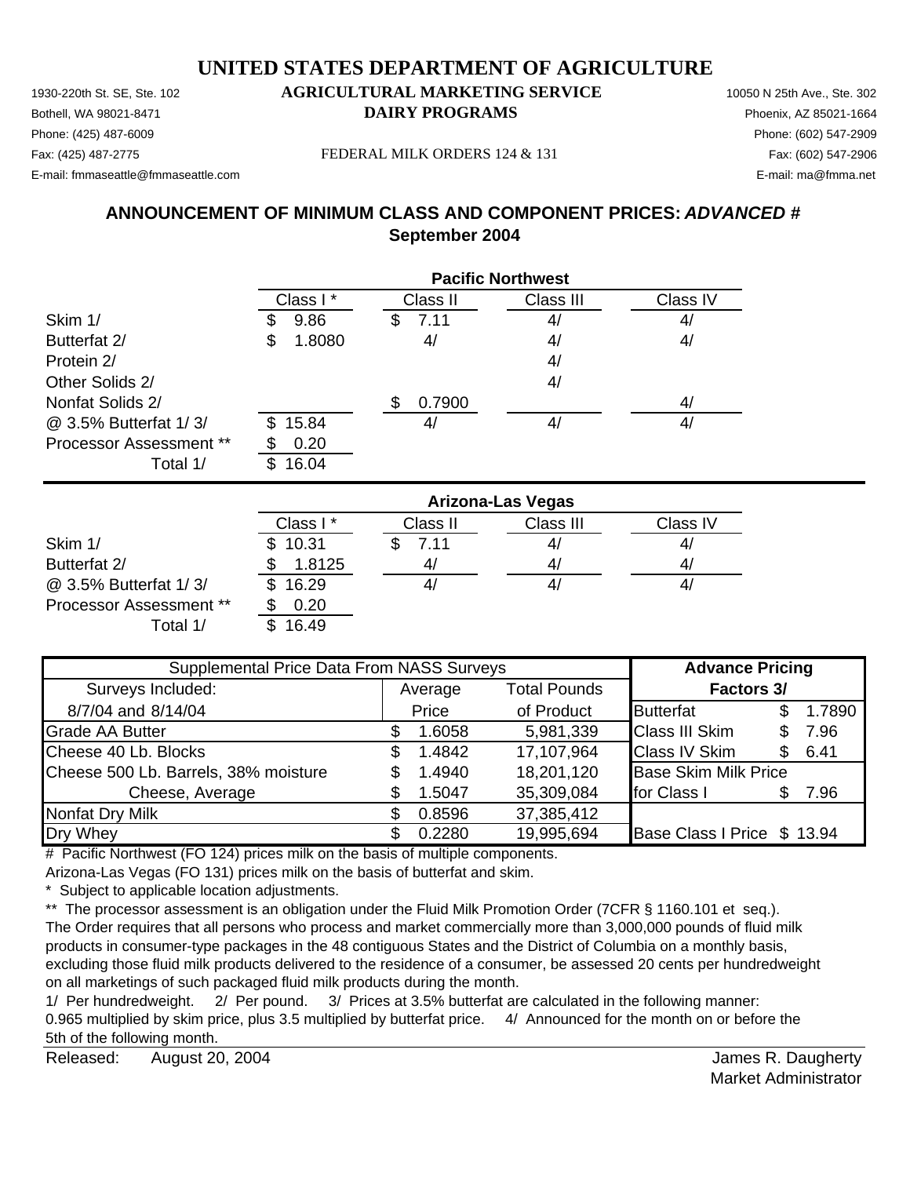# UNITED STATES DEPARTMENT OF AGRICULTURE

1930-220th St. SE, Ste. 102 | **AGRICULTURAL MARKETING SERVICE** | 10050 N 25th Ave., Ste. 302

Bothell, WA 98021-8471 | **DAIRY PROGRAMS** | Phoenix, AZ 85021-1664

Phone: (425) 487-6009 | Phone: (602) 547-2909

Fax: (425) 487-2775 | FEDERAL MILK ORDERS 124 & 131 | Fax: (602) 547-2906

E-mail: fmmaseattle@fmmaseattle.com | E-mail: ma@fmma.net

## ANNOUNCEMENT OF MINIMUM CLASS AND COMPONENT PRICES: *ADVANCED #*
## September 2004

| | Pacific Northwest | | | |
|---|---|---|---|---|
| | Class I * | Class II | Class III | Class IV |
| Skim 1/ | $ 9.86 | $ 7.11 | 4/ | 4/ |
| Butterfat 2/ | $ 1.8080 | 4/ | 4/ | 4/ |
| Protein 2/ | | | 4/ | |
| Other Solids 2/ | | | 4/ | |
| Nonfat Solids 2/ | | $ 0.7900 | | 4/ |
| @ 3.5% Butterfat 1/ 3/ | $ 15.84 | 4/ | 4/ | 4/ |
| Processor Assessment ** | $ 0.20 | | | |
| Total 1/ | $ 16.04 | | | |

| | Arizona-Las Vegas | | | |
|---|---|---|---|---|
| | Class I * | Class II | Class III | Class IV |
| Skim 1/ | $ 10.31 | $ 7.11 | 4/ | 4/ |
| Butterfat 2/ | $ 1.8125 | 4/ | 4/ | 4/ |
| @ 3.5% Butterfat 1/ 3/ | $ 16.29 | 4/ | 4/ | 4/ |
| Processor Assessment ** | $ 0.20 | | | |
| Total 1/ | $ 16.49 | | | |

| Supplemental Price Data From NASS Surveys | | | Advance Pricing | |
|---|---|---|---|---|
| Surveys Included: | Average | Total Pounds | Factors 3/ | |
| 8/7/04 and 8/14/04 | Price | of Product | Butterfat | $ 1.7890 |
| Grade AA Butter | $ 1.6058 | 5,981,339 | Class III Skim | $ 7.96 |
| Cheese 40 Lb. Blocks | $ 1.4842 | 17,107,964 | Class IV Skim | $ 6.41 |
| Cheese 500 Lb. Barrels, 38% moisture | $ 1.4940 | 18,201,120 | Base Skim Milk Price | |
| Cheese, Average | $ 1.5047 | 35,309,084 | for Class I | $ 7.96 |
| Nonfat Dry Milk | $ 0.8596 | 37,385,412 | | |
| Dry Whey | $ 0.2280 | 19,995,694 | Base Class I Price | $ 13.94 |

# Pacific Northwest (FO 124) prices milk on the basis of multiple components.
Arizona-Las Vegas (FO 131) prices milk on the basis of butterfat and skim.

\* Subject to applicable location adjustments.

** The processor assessment is an obligation under the Fluid Milk Promotion Order (7CFR § 1160.101 et seq.). The Order requires that all persons who process and market commercially more than 3,000,000 pounds of fluid milk products in consumer-type packages in the 48 contiguous States and the District of Columbia on a monthly basis, excluding those fluid milk products delivered to the residence of a consumer, be assessed 20 cents per hundredweight on all marketings of such packaged fluid milk products during the month.

1/ Per hundredweight. 2/ Per pound. 3/ Prices at 3.5% butterfat are calculated in the following manner: 0.965 multiplied by skim price, plus 3.5 multiplied by butterfat price. 4/ Announced for the month on or before the 5th of the following month.

Released: August 20, 2004

James R. Daugherty
Market Administrator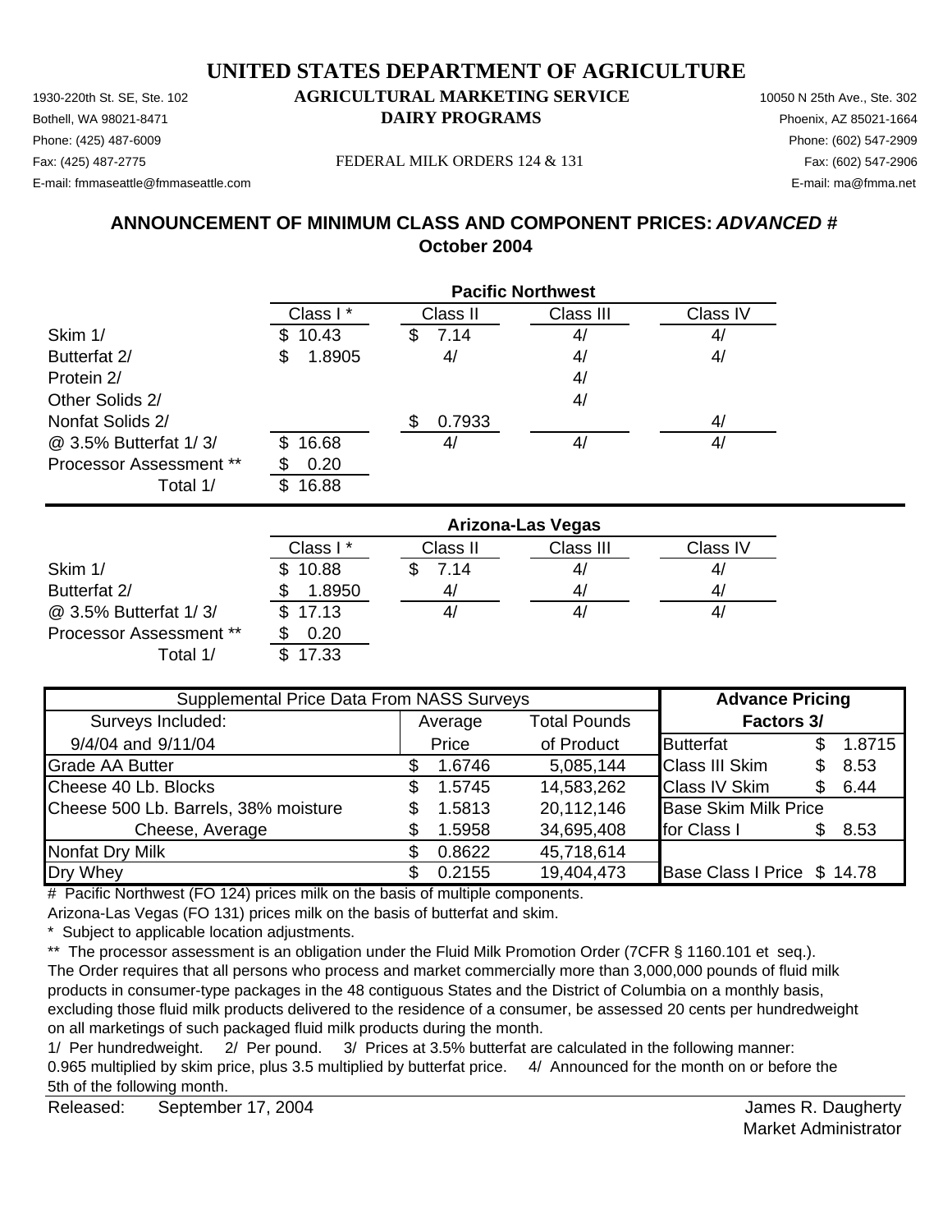# UNITED STATES DEPARTMENT OF AGRICULTURE

1930-220th St. SE, Ste. 102
Bothell, WA 98021-8471
Phone: (425) 487-6009
Fax: (425) 487-2775
E-mail: fmmaseattle@fmmaseattle.com

**AGRICULTURAL MARKETING SERVICE**
**DAIRY PROGRAMS**

FEDERAL MILK ORDERS 124 & 131

10050 N 25th Ave., Ste. 302
Phoenix, AZ 85021-1664
Phone: (602) 547-2909
Fax: (602) 547-2906
E-mail: ma@fmma.net

## ANNOUNCEMENT OF MINIMUM CLASS AND COMPONENT PRICES: *ADVANCED #*
## October 2004

| | Pacific Northwest | | | |
|---|---|---|---|---|
| | Class I * | Class II | Class III | Class IV |
| Skim 1/ | $ 10.43 | $ 7.14 | 4/ | 4/ |
| Butterfat 2/ | $ 1.8905 | 4/ | 4/ | 4/ |
| Protein 2/ | | | 4/ | |
| Other Solids 2/ | | | 4/ | |
| Nonfat Solids 2/ | | $ 0.7933 | | 4/ |
| @ 3.5% Butterfat 1/ 3/ | $ 16.68 | 4/ | 4/ | 4/ |
| Processor Assessment ** | $ 0.20 | | | |
| Total 1/ | $ 16.88 | | | |

| | Arizona-Las Vegas | | | |
|---|---|---|---|---|
| | Class I * | Class II | Class III | Class IV |
| Skim 1/ | $ 10.88 | $ 7.14 | 4/ | 4/ |
| Butterfat 2/ | $ 1.8950 | 4/ | 4/ | 4/ |
| @ 3.5% Butterfat 1/ 3/ | $ 17.13 | 4/ | 4/ | 4/ |
| Processor Assessment ** | $ 0.20 | | | |
| Total 1/ | $ 17.33 | | | |

| Supplemental Price Data From NASS Surveys | | | Advance Pricing | |
|---|---|---|---|---|
| Surveys Included: | Average | Total Pounds | Factors 3/ | |
| 9/4/04 and 9/11/04 | Price | of Product | Butterfat | $ 1.8715 |
| Grade AA Butter | $ 1.6746 | 5,085,144 | Class III Skim | $ 8.53 |
| Cheese 40 Lb. Blocks | $ 1.5745 | 14,583,262 | Class IV Skim | $ 6.44 |
| Cheese 500 Lb. Barrels, 38% moisture | $ 1.5813 | 20,112,146 | Base Skim Milk Price | |
| Cheese, Average | $ 1.5958 | 34,695,408 | for Class I | $ 8.53 |
| Nonfat Dry Milk | $ 0.8622 | 45,718,614 | | |
| Dry Whey | $ 0.2155 | 19,404,473 | Base Class I Price | $ 14.78 |

# Pacific Northwest (FO 124) prices milk on the basis of multiple components.
Arizona-Las Vegas (FO 131) prices milk on the basis of butterfat and skim.

\* Subject to applicable location adjustments.

** The processor assessment is an obligation under the Fluid Milk Promotion Order (7CFR § 1160.101 et seq.). The Order requires that all persons who process and market commercially more than 3,000,000 pounds of fluid milk products in consumer-type packages in the 48 contiguous States and the District of Columbia on a monthly basis, excluding those fluid milk products delivered to the residence of a consumer, be assessed 20 cents per hundredweight on all marketings of such packaged fluid milk products during the month.

1/ Per hundredweight. 2/ Per pound. 3/ Prices at 3.5% butterfat are calculated in the following manner: 0.965 multiplied by skim price, plus 3.5 multiplied by butterfat price. 4/ Announced for the month on or before the 5th of the following month.

Released: September 17, 2004

James R. Daugherty
Market Administrator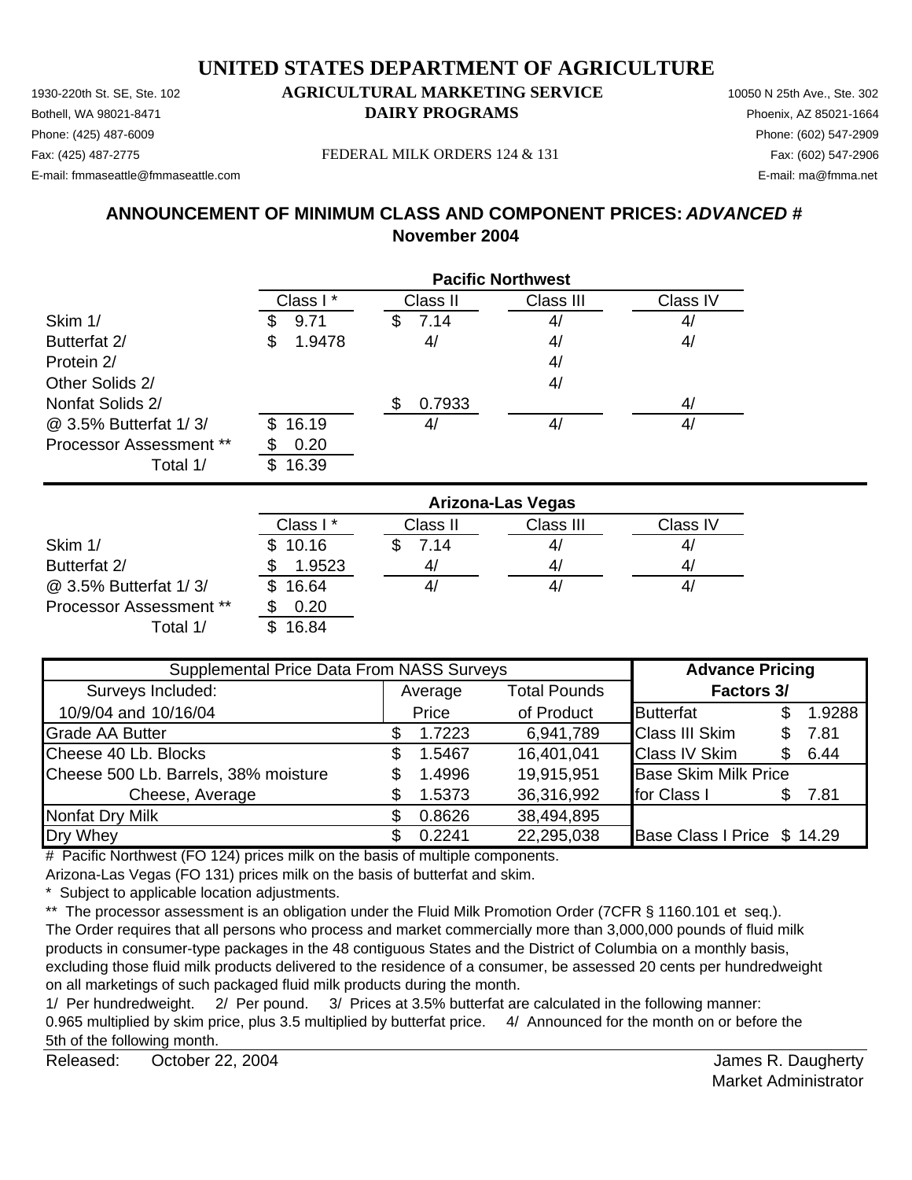# UNITED STATES DEPARTMENT OF AGRICULTURE

1930-220th St. SE, Ste. 102 **AGRICULTURAL MARKETING SERVICE** 10050 N 25th Ave., Ste. 302
Bothell, WA 98021-8471 **DAIRY PROGRAMS** Phoenix, AZ 85021-1664
Phone: (425) 487-6009 Phone: (602) 547-2909
Fax: (425) 487-2775 FEDERAL MILK ORDERS 124 & 131 Fax: (602) 547-2906
E-mail: fmmaseattle@fmmaseattle.com E-mail: ma@fmma.net

## ANNOUNCEMENT OF MINIMUM CLASS AND COMPONENT PRICES: *ADVANCED #*
## November 2004

| | Pacific Northwest | | | |
|---|---|---|---|---|
| | Class I * | Class II | Class III | Class IV |
| Skim 1/ | $ 9.71 | $ 7.14 | 4/ | 4/ |
| Butterfat 2/ | $ 1.9478 | 4/ | 4/ | 4/ |
| Protein 2/ | | | 4/ | |
| Other Solids 2/ | | | 4/ | |
| Nonfat Solids 2/ | | $ 0.7933 | | 4/ |
| @ 3.5% Butterfat 1/ 3/ | $ 16.19 | 4/ | 4/ | 4/ |
| Processor Assessment ** | $ 0.20 | | | |
| Total 1/ | $ 16.39 | | | |

| | Arizona-Las Vegas | | | |
|---|---|---|---|---|
| | Class I * | Class II | Class III | Class IV |
| Skim 1/ | $ 10.16 | $ 7.14 | 4/ | 4/ |
| Butterfat 2/ | $ 1.9523 | 4/ | 4/ | 4/ |
| @ 3.5% Butterfat 1/ 3/ | $ 16.64 | 4/ | 4/ | 4/ |
| Processor Assessment ** | $ 0.20 | | | |
| Total 1/ | $ 16.84 | | | |

| Supplemental Price Data From NASS Surveys | | | Advance Pricing | |
|---|---|---|---|---|
| Surveys Included: | Average | Total Pounds | Factors 3/ | |
| 10/9/04 and 10/16/04 | Price | of Product | Butterfat | $ 1.9288 |
| Grade AA Butter | $ 1.7223 | 6,941,789 | Class III Skim | $ 7.81 |
| Cheese 40 Lb. Blocks | $ 1.5467 | 16,401,041 | Class IV Skim | $ 6.44 |
| Cheese 500 Lb. Barrels, 38% moisture | $ 1.4996 | 19,915,951 | Base Skim Milk Price | |
| Cheese, Average | $ 1.5373 | 36,316,992 | for Class I | $ 7.81 |
| Nonfat Dry Milk | $ 0.8626 | 38,494,895 | | |
| Dry Whey | $ 0.2241 | 22,295,038 | Base Class I Price | $ 14.29 |

# Pacific Northwest (FO 124) prices milk on the basis of multiple components.
Arizona-Las Vegas (FO 131) prices milk on the basis of butterfat and skim.

\* Subject to applicable location adjustments.

** The processor assessment is an obligation under the Fluid Milk Promotion Order (7CFR § 1160.101 et seq.). The Order requires that all persons who process and market commercially more than 3,000,000 pounds of fluid milk products in consumer-type packages in the 48 contiguous States and the District of Columbia on a monthly basis, excluding those fluid milk products delivered to the residence of a consumer, be assessed 20 cents per hundredweight on all marketings of such packaged fluid milk products during the month.

1/ Per hundredweight. 2/ Per pound. 3/ Prices at 3.5% butterfat are calculated in the following manner: 0.965 multiplied by skim price, plus 3.5 multiplied by butterfat price. 4/ Announced for the month on or before the 5th of the following month.

Released: October 22, 2004

James R. Daugherty
Market Administrator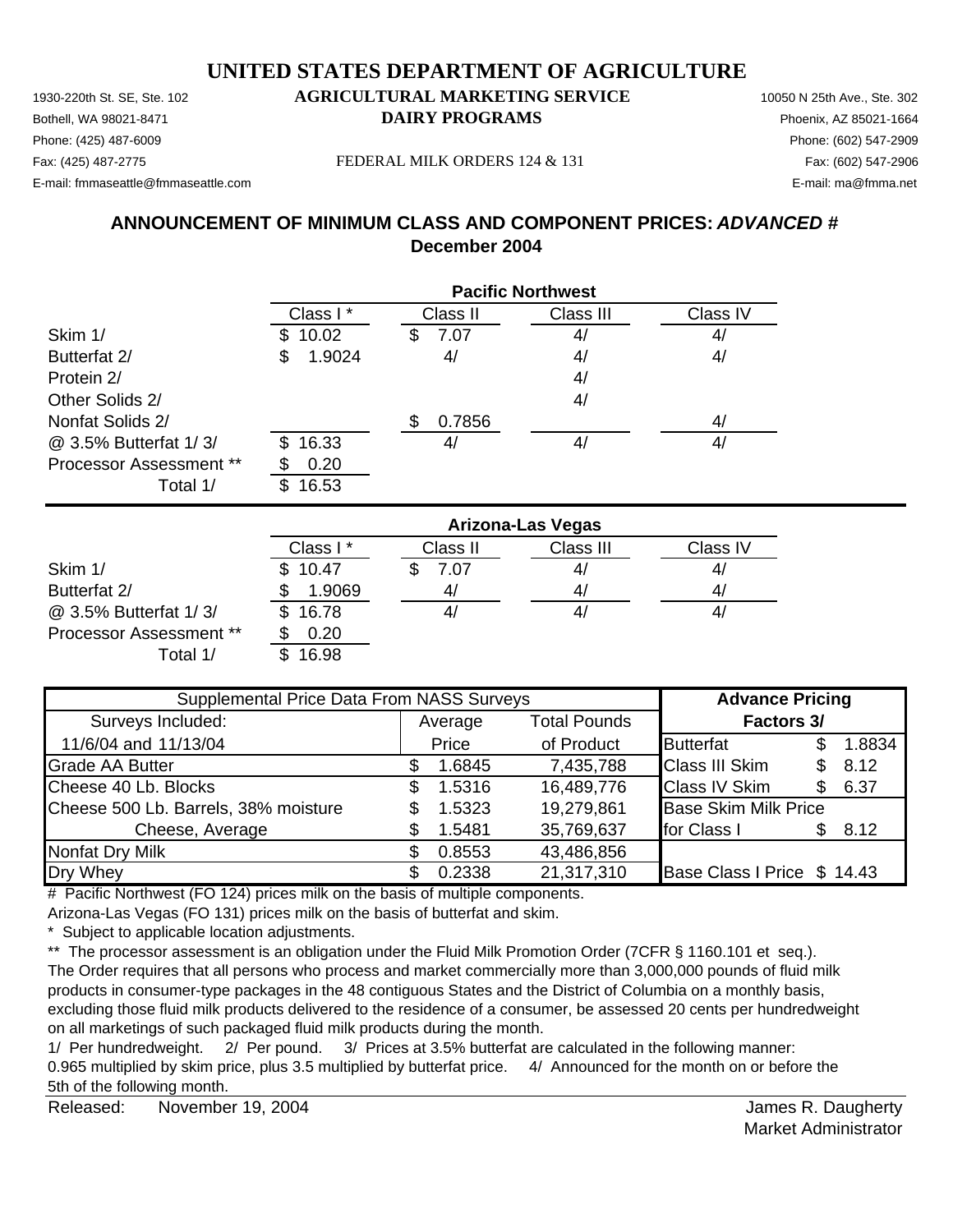# UNITED STATES DEPARTMENT OF AGRICULTURE

1930-220th St. SE, Ste. 102
Bothell, WA 98021-8471
Phone: (425) 487-6009
Fax: (425) 487-2775
E-mail: fmmaseattle@fmmaseattle.com

**AGRICULTURAL MARKETING SERVICE**
**DAIRY PROGRAMS**

FEDERAL MILK ORDERS 124 & 131

10050 N 25th Ave., Ste. 302
Phoenix, AZ 85021-1664
Phone: (602) 547-2909
Fax: (602) 547-2906
E-mail: ma@fmma.net

## ANNOUNCEMENT OF MINIMUM CLASS AND COMPONENT PRICES: *ADVANCED #*
## December 2004

| | Pacific Northwest | | | |
|---|---|---|---|---|
| | Class I * | Class II | Class III | Class IV |
| Skim 1/ | $ 10.02 | $ 7.07 | 4/ | 4/ |
| Butterfat 2/ | $ 1.9024 | 4/ | 4/ | 4/ |
| Protein 2/ | | | 4/ | |
| Other Solids 2/ | | | 4/ | |
| Nonfat Solids 2/ | | $ 0.7856 | | 4/ |
| @ 3.5% Butterfat 1/ 3/ | $ 16.33 | 4/ | 4/ | 4/ |
| Processor Assessment ** | $ 0.20 | | | |
| Total 1/ | $ 16.53 | | | |

| | Arizona-Las Vegas | | | |
|---|---|---|---|---|
| | Class I * | Class II | Class III | Class IV |
| Skim 1/ | $ 10.47 | $ 7.07 | 4/ | 4/ |
| Butterfat 2/ | $ 1.9069 | 4/ | 4/ | 4/ |
| @ 3.5% Butterfat 1/ 3/ | $ 16.78 | 4/ | 4/ | 4/ |
| Processor Assessment ** | $ 0.20 | | | |
| Total 1/ | $ 16.98 | | | |

| Supplemental Price Data From NASS Surveys | | | Advance Pricing Factors 3/ | |
|---|---|---|---|---|
| Surveys Included: | Average | Total Pounds | | |
| 11/6/04 and 11/13/04 | Price | of Product | Butterfat | $ 1.8834 |
| Grade AA Butter | $ 1.6845 | 7,435,788 | Class III Skim | $ 8.12 |
| Cheese 40 Lb. Blocks | $ 1.5316 | 16,489,776 | Class IV Skim | $ 6.37 |
| Cheese 500 Lb. Barrels, 38% moisture | $ 1.5323 | 19,279,861 | Base Skim Milk Price | |
| Cheese, Average | $ 1.5481 | 35,769,637 | for Class I | $ 8.12 |
| Nonfat Dry Milk | $ 0.8553 | 43,486,856 | | |
| Dry Whey | $ 0.2338 | 21,317,310 | Base Class I Price | $ 14.43 |

# Pacific Northwest (FO 124) prices milk on the basis of multiple components.
Arizona-Las Vegas (FO 131) prices milk on the basis of butterfat and skim.

\* Subject to applicable location adjustments.

** The processor assessment is an obligation under the Fluid Milk Promotion Order (7CFR § 1160.101 et seq.). The Order requires that all persons who process and market commercially more than 3,000,000 pounds of fluid milk products in consumer-type packages in the 48 contiguous States and the District of Columbia on a monthly basis, excluding those fluid milk products delivered to the residence of a consumer, be assessed 20 cents per hundredweight on all marketings of such packaged fluid milk products during the month.

1/ Per hundredweight. 2/ Per pound. 3/ Prices at 3.5% butterfat are calculated in the following manner: 0.965 multiplied by skim price, plus 3.5 multiplied by butterfat price. 4/ Announced for the month on or before the 5th of the following month.

Released: November 19, 2004

James R. Daugherty
Market Administrator